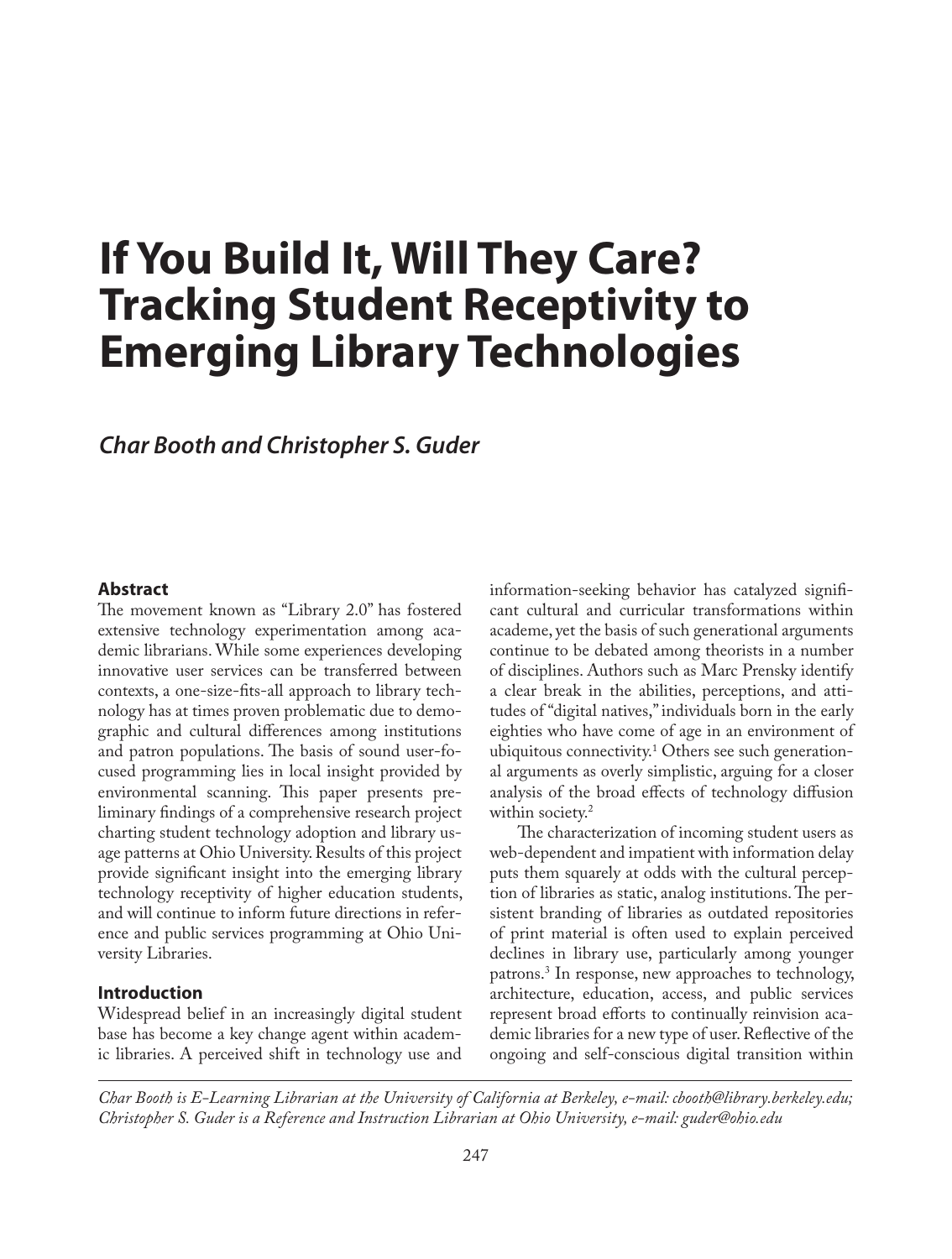# If You Build It, Will They Care? Tracking Student Receptivity to Emerging Library Technologies

***Char Booth and Christopher S. Guder***

## Abstract

The movement known as "Library 2.0" has fostered extensive technology experimentation among academic librarians. While some experiences developing innovative user services can be transferred between contexts, a one-size-fits-all approach to library technology has at times proven problematic due to demographic and cultural differences among institutions and patron populations. The basis of sound user-focused programming lies in local insight provided by environmental scanning. This paper presents preliminary findings of a comprehensive research project charting student technology adoption and library usage patterns at Ohio University. Results of this project provide significant insight into the emerging library technology receptivity of higher education students, and will continue to inform future directions in reference and public services programming at Ohio University Libraries.

## Introduction

Widespread belief in an increasingly digital student base has become a key change agent within academic libraries. A perceived shift in technology use and information-seeking behavior has catalyzed significant cultural and curricular transformations within academe, yet the basis of such generational arguments continue to be debated among theorists in a number of disciplines. Authors such as Marc Prensky identify a clear break in the abilities, perceptions, and attitudes of "digital natives," individuals born in the early eighties who have come of age in an environment of ubiquitous connectivity.[1] Others see such generational arguments as overly simplistic, arguing for a closer analysis of the broad effects of technology diffusion within society.[2]

The characterization of incoming student users as web-dependent and impatient with information delay puts them squarely at odds with the cultural perception of libraries as static, analog institutions. The persistent branding of libraries as outdated repositories of print material is often used to explain perceived declines in library use, particularly among younger patrons.[3] In response, new approaches to technology, architecture, education, access, and public services represent broad efforts to continually reinvision academic libraries for a new type of user. Reflective of the ongoing and self-conscious digital transition within

*Char Booth is E-Learning Librarian at the University of California at Berkeley, e-mail: cbooth@library.berkeley.edu; Christopher S. Guder is a Reference and Instruction Librarian at Ohio University, e-mail: guder@ohio.edu*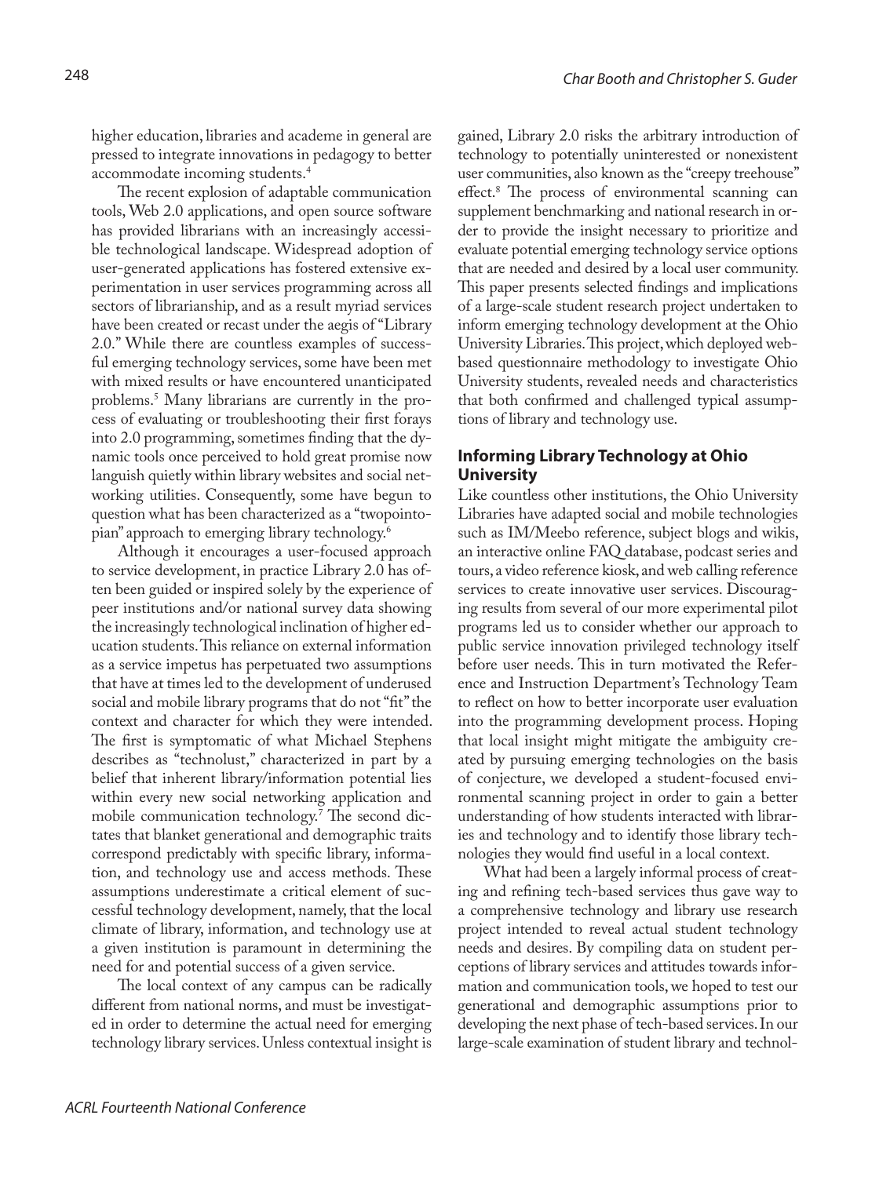higher education, libraries and academe in general are pressed to integrate innovations in pedagogy to better accommodate incoming students.[4]

The recent explosion of adaptable communication tools, Web 2.0 applications, and open source software has provided librarians with an increasingly accessible technological landscape. Widespread adoption of user-generated applications has fostered extensive experimentation in user services programming across all sectors of librarianship, and as a result myriad services have been created or recast under the aegis of "Library 2.0." While there are countless examples of successful emerging technology services, some have been met with mixed results or have encountered unanticipated problems.[5] Many librarians are currently in the process of evaluating or troubleshooting their first forays into 2.0 programming, sometimes finding that the dynamic tools once perceived to hold great promise now languish quietly within library websites and social networking utilities. Consequently, some have begun to question what has been characterized as a "twopointopian" approach to emerging library technology.[6]

Although it encourages a user-focused approach to service development, in practice Library 2.0 has often been guided or inspired solely by the experience of peer institutions and/or national survey data showing the increasingly technological inclination of higher education students. This reliance on external information as a service impetus has perpetuated two assumptions that have at times led to the development of underused social and mobile library programs that do not "fit" the context and character for which they were intended. The first is symptomatic of what Michael Stephens describes as "technolust," characterized in part by a belief that inherent library/information potential lies within every new social networking application and mobile communication technology.[7] The second dictates that blanket generational and demographic traits correspond predictably with specific library, information, and technology use and access methods. These assumptions underestimate a critical element of successful technology development, namely, that the local climate of library, information, and technology use at a given institution is paramount in determining the need for and potential success of a given service.

The local context of any campus can be radically different from national norms, and must be investigated in order to determine the actual need for emerging technology library services. Unless contextual insight is gained, Library 2.0 risks the arbitrary introduction of technology to potentially uninterested or nonexistent user communities, also known as the "creepy treehouse" effect.[8] The process of environmental scanning can supplement benchmarking and national research in order to provide the insight necessary to prioritize and evaluate potential emerging technology service options that are needed and desired by a local user community. This paper presents selected findings and implications of a large-scale student research project undertaken to inform emerging technology development at the Ohio University Libraries. This project, which deployed web-based questionnaire methodology to investigate Ohio University students, revealed needs and characteristics that both confirmed and challenged typical assumptions of library and technology use.

## Informing Library Technology at Ohio University

Like countless other institutions, the Ohio University Libraries have adapted social and mobile technologies such as IM/Meebo reference, subject blogs and wikis, an interactive online FAQ database, podcast series and tours, a video reference kiosk, and web calling reference services to create innovative user services. Discouraging results from several of our more experimental pilot programs led us to consider whether our approach to public service innovation privileged technology itself before user needs. This in turn motivated the Reference and Instruction Department's Technology Team to reflect on how to better incorporate user evaluation into the programming development process. Hoping that local insight might mitigate the ambiguity created by pursuing emerging technologies on the basis of conjecture, we developed a student-focused environmental scanning project in order to gain a better understanding of how students interacted with libraries and technology and to identify those library technologies they would find useful in a local context.

What had been a largely informal process of creating and refining tech-based services thus gave way to a comprehensive technology and library use research project intended to reveal actual student technology needs and desires. By compiling data on student perceptions of library services and attitudes towards information and communication tools, we hoped to test our generational and demographic assumptions prior to developing the next phase of tech-based services. In our large-scale examination of student library and technol-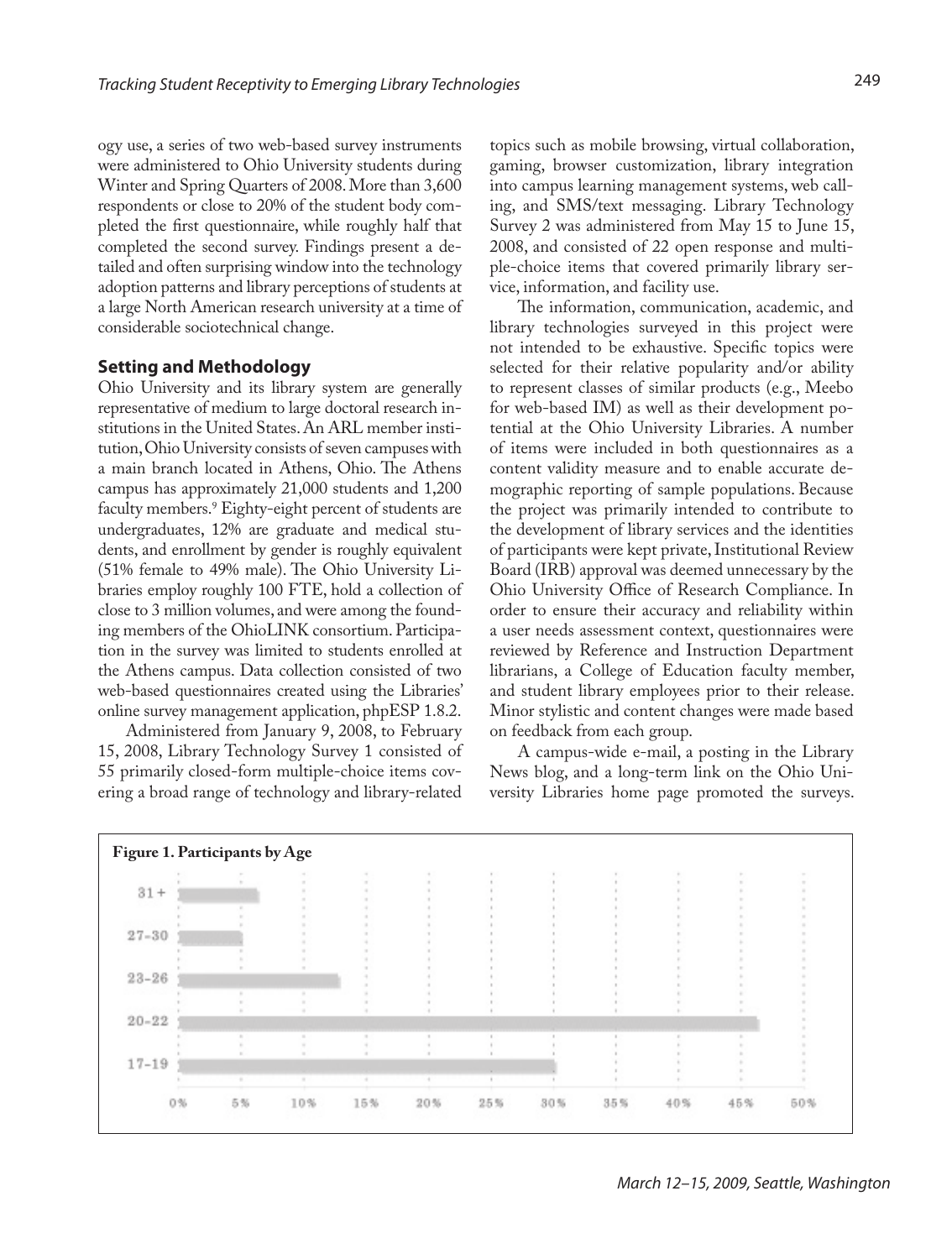ogy use, a series of two web-based survey instruments were administered to Ohio University students during Winter and Spring Quarters of 2008. More than 3,600 respondents or close to 20% of the student body completed the first questionnaire, while roughly half that completed the second survey. Findings present a detailed and often surprising window into the technology adoption patterns and library perceptions of students at a large North American research university at a time of considerable sociotechnical change.

## Setting and Methodology

Ohio University and its library system are generally representative of medium to large doctoral research institutions in the United States. An ARL member institution, Ohio University consists of seven campuses with a main branch located in Athens, Ohio. The Athens campus has approximately 21,000 students and 1,200 faculty members.[9] Eighty-eight percent of students are undergraduates, 12% are graduate and medical students, and enrollment by gender is roughly equivalent (51% female to 49% male). The Ohio University Libraries employ roughly 100 FTE, hold a collection of close to 3 million volumes, and were among the founding members of the OhioLINK consortium. Participation in the survey was limited to students enrolled at the Athens campus. Data collection consisted of two web-based questionnaires created using the Libraries' online survey management application, phpESP 1.8.2.

Administered from January 9, 2008, to February 15, 2008, Library Technology Survey 1 consisted of 55 primarily closed-form multiple-choice items covering a broad range of technology and library-related topics such as mobile browsing, virtual collaboration, gaming, browser customization, library integration into campus learning management systems, web calling, and SMS/text messaging. Library Technology Survey 2 was administered from May 15 to June 15, 2008, and consisted of 22 open response and multiple-choice items that covered primarily library service, information, and facility use.

The information, communication, academic, and library technologies surveyed in this project were not intended to be exhaustive. Specific topics were selected for their relative popularity and/or ability to represent classes of similar products (e.g., Meebo for web-based IM) as well as their development potential at the Ohio University Libraries. A number of items were included in both questionnaires as a content validity measure and to enable accurate demographic reporting of sample populations. Because the project was primarily intended to contribute to the development of library services and the identities of participants were kept private, Institutional Review Board (IRB) approval was deemed unnecessary by the Ohio University Office of Research Compliance. In order to ensure their accuracy and reliability within a user needs assessment context, questionnaires were reviewed by Reference and Instruction Department librarians, a College of Education faculty member, and student library employees prior to their release. Minor stylistic and content changes were made based on feedback from each group.

A campus-wide e-mail, a posting in the Library News blog, and a long-term link on the Ohio University Libraries home page promoted the surveys.

**Figure 1. Participants by Age**

| Age | Approx. % |
|---|---|
| 31+ | 6% |
| 27–30 | 5% |
| 23–26 | 13% |
| 20–22 | 47% |
| 17–19 | 30% |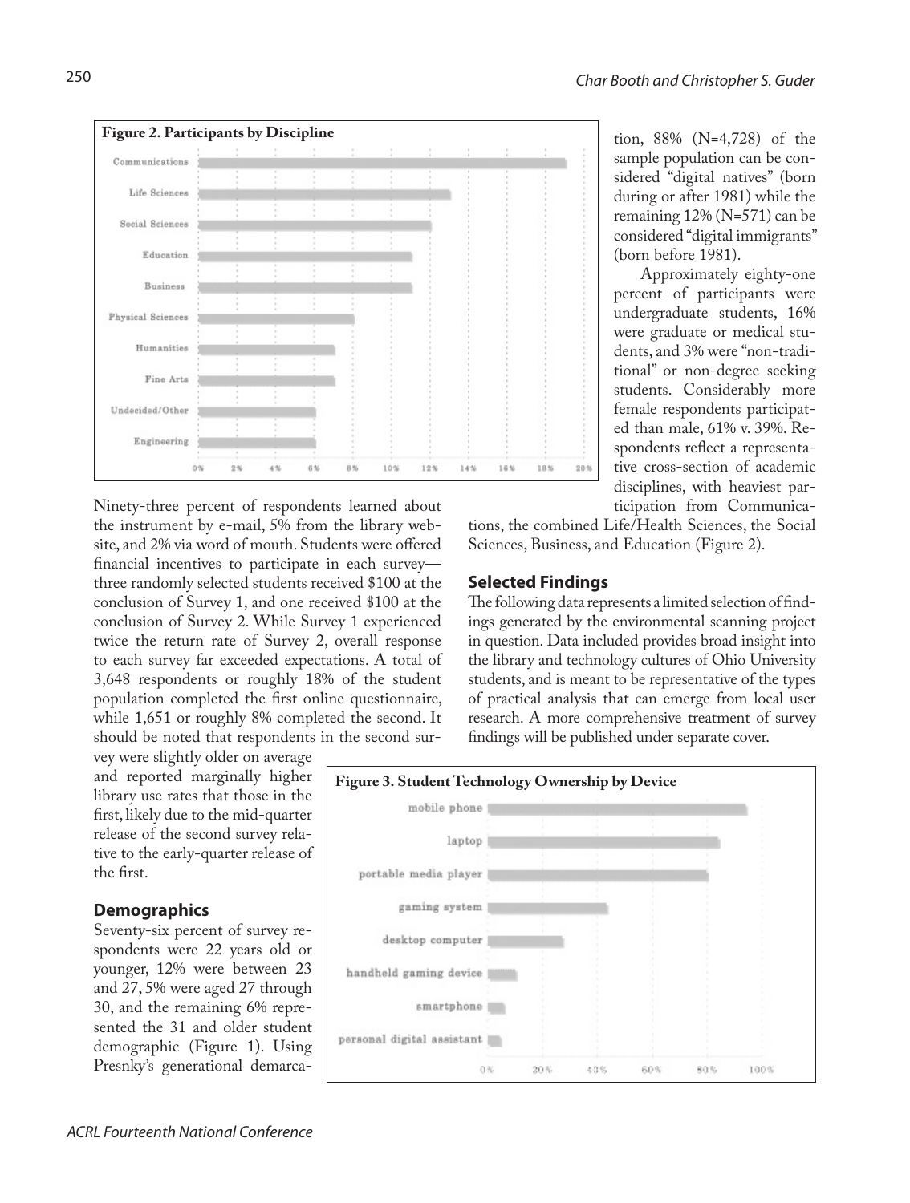**Figure 2. Participants by Discipline**

tion, 88% (N=4,728) of the sample population can be considered "digital natives" (born during or after 1981) while the remaining 12% (N=571) can be considered "digital immigrants" (born before 1981).

Approximately eighty-one percent of participants were undergraduate students, 16% were graduate or medical students, and 3% were "non-traditional" or non-degree seeking students. Considerably more female respondents participated than male, 61% v. 39%. Respondents reflect a representative cross-section of academic disciplines, with heaviest participation from Communications, the combined Life/Health Sciences, the Social Sciences, Business, and Education (Figure 2).

Ninety-three percent of respondents learned about the instrument by e-mail, 5% from the library website, and 2% via word of mouth. Students were offered financial incentives to participate in each survey—three randomly selected students received $100 at the conclusion of Survey 1, and one received $100 at the conclusion of Survey 2. While Survey 1 experienced twice the return rate of Survey 2, overall response to each survey far exceeded expectations. A total of 3,648 respondents or roughly 18% of the student population completed the first online questionnaire, while 1,651 or roughly 8% completed the second. It should be noted that respondents in the second survey were slightly older on average and reported marginally higher library use rates that those in the first, likely due to the mid-quarter release of the second survey relative to the early-quarter release of the first.

## Demographics

Seventy-six percent of survey respondents were 22 years old or younger, 12% were between 23 and 27, 5% were aged 27 through 30, and the remaining 6% represented the 31 and older student demographic (Figure 1). Using Presnky's generational demarca-

## Selected Findings

The following data represents a limited selection of findings generated by the environmental scanning project in question. Data included provides broad insight into the library and technology cultures of Ohio University students, and is meant to be representative of the types of practical analysis that can emerge from local user research. A more comprehensive treatment of survey findings will be published under separate cover.

**Figure 3. Student Technology Ownership by Device**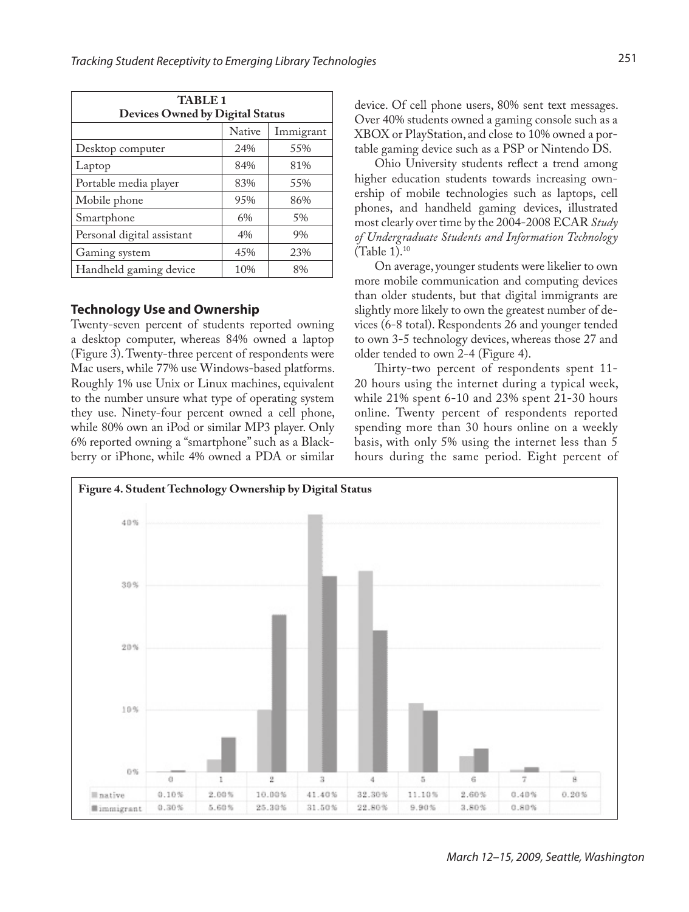| TABLE 1 Devices Owned by Digital Status | | |
|---|---|---|
| | Native | Immigrant |
| Desktop computer | 24% | 55% |
| Laptop | 84% | 81% |
| Portable media player | 83% | 55% |
| Mobile phone | 95% | 86% |
| Smartphone | 6% | 5% |
| Personal digital assistant | 4% | 9% |
| Gaming system | 45% | 23% |
| Handheld gaming device | 10% | 8% |

### Technology Use and Ownership

Twenty-seven percent of students reported owning a desktop computer, whereas 84% owned a laptop (Figure 3). Twenty-three percent of respondents were Mac users, while 77% use Windows-based platforms. Roughly 1% use Unix or Linux machines, equivalent to the number unsure what type of operating system they use. Ninety-four percent owned a cell phone, while 80% own an iPod or similar MP3 player. Only 6% reported owning a "smartphone" such as a Blackberry or iPhone, while 4% owned a PDA or similar device. Of cell phone users, 80% sent text messages. Over 40% students owned a gaming console such as a XBOX or PlayStation, and close to 10% owned a portable gaming device such as a PSP or Nintendo DS.

Ohio University students reflect a trend among higher education students towards increasing ownership of mobile technologies such as laptops, cell phones, and handheld gaming devices, illustrated most clearly over time by the 2004-2008 ECAR *Study of Undergraduate Students and Information Technology* (Table 1).[10]

On average, younger students were likelier to own more mobile communication and computing devices than older students, but that digital immigrants are slightly more likely to own the greatest number of devices (6-8 total). Respondents 26 and younger tended to own 3-5 technology devices, whereas those 27 and older tended to own 2-4 (Figure 4).

Thirty-two percent of respondents spent 11-20 hours using the internet during a typical week, while 21% spent 6-10 and 23% spent 21-30 hours online. Twenty percent of respondents reported spending more than 30 hours online on a weekly basis, with only 5% using the internet less than 5 hours during the same period. Eight percent of

**Figure 4. Student Technology Ownership by Digital Status**

| | 0 | 1 | 2 | 3 | 4 | 5 | 6 | 7 | 8 |
|---|---|---|---|---|---|---|---|---|---|
| native | 0.10% | 2.00% | 10.00% | 41.40% | 32.30% | 11.10% | 2.60% | 0.40% | 0.20% |
| immigrant | 0.30% | 5.60% | 25.30% | 31.50% | 22.80% | 9.90% | 3.80% | 0.80% | |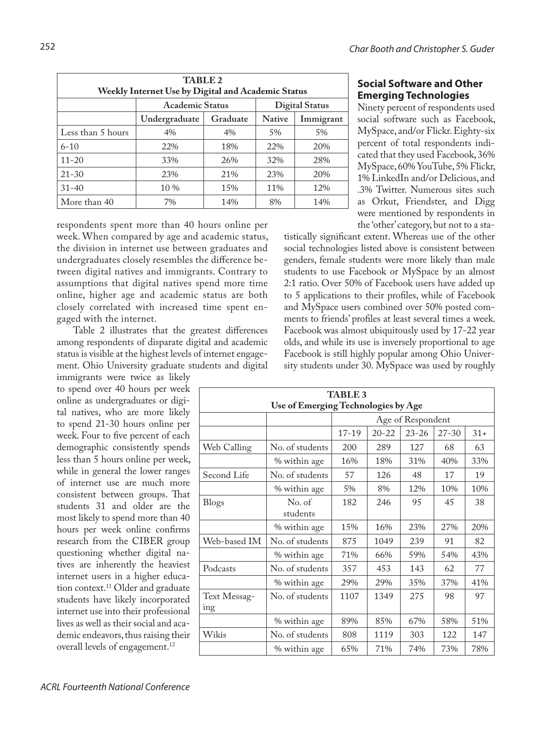| TABLE 2 Weekly Internet Use by Digital and Academic Status | | | | |
|---|---|---|---|---|
| | Academic Status | | Digital Status | |
| | Undergraduate | Graduate | Native | Immigrant |
| Less than 5 hours | 4% | 4% | 5% | 5% |
| 6-10 | 22% | 18% | 22% | 20% |
| 11-20 | 33% | 26% | 32% | 28% |
| 21-30 | 23% | 21% | 23% | 20% |
| 31-40 | 10 % | 15% | 11% | 12% |
| More than 40 | 7% | 14% | 8% | 14% |

respondents spent more than 40 hours online per week. When compared by age and academic status, the division in internet use between graduates and undergraduates closely resembles the difference between digital natives and immigrants. Contrary to assumptions that digital natives spend more time online, higher age and academic status are both closely correlated with increased time spent engaged with the internet.

Table 2 illustrates that the greatest differences among respondents of disparate digital and academic status is visible at the highest levels of internet engagement. Ohio University graduate students and digital immigrants were twice as likely to spend over 40 hours per week online as undergraduates or digital natives, who are more likely to spend 21-30 hours online per week. Four to five percent of each demographic consistently spends less than 5 hours online per week, while in general the lower ranges of internet use are much more consistent between groups. That students 31 and older are the most likely to spend more than 40 hours per week online confirms research from the CIBER group questioning whether digital natives are inherently the heaviest internet users in a higher education context.[11] Older and graduate students have likely incorporated internet use into their professional lives as well as their social and academic endeavors, thus raising their overall levels of engagement.[12]

## Social Software and Other Emerging Technologies

Ninety percent of respondents used social software such as Facebook, MySpace, and/or Flickr. Eighty-six percent of total respondents indicated that they used Facebook, 36% MySpace, 60% YouTube, 5% Flickr, 1% LinkedIn and/or Delicious, and .3% Twitter. Numerous sites such as Orkut, Friendster, and Digg were mentioned by respondents in the 'other' category, but not to a statistically significant extent. Whereas use of the other social technologies listed above is consistent between genders, female students were more likely than male students to use Facebook or MySpace by an almost 2:1 ratio. Over 50% of Facebook users have added up to 5 applications to their profiles, while of Facebook and MySpace users combined over 50% posted comments to friends' profiles at least several times a week. Facebook was almost ubiquitously used by 17-22 year olds, and while its use is inversely proportional to age Facebook is still highly popular among Ohio University students under 30. MySpace was used by roughly

| TABLE 3 Use of Emerging Technologies by Age | | | | | | |
|---|---|---|---|---|---|---|
| | | Age of Respondent | | | | |
| | | 17-19 | 20-22 | 23-26 | 27-30 | 31+ |
| Web Calling | No. of students | 200 | 289 | 127 | 68 | 63 |
| | % within age | 16% | 18% | 31% | 40% | 33% |
| Second Life | No. of students | 57 | 126 | 48 | 17 | 19 |
| | % within age | 5% | 8% | 12% | 10% | 10% |
| Blogs | No. of students | 182 | 246 | 95 | 45 | 38 |
| | % within age | 15% | 16% | 23% | 27% | 20% |
| Web-based IM | No. of students | 875 | 1049 | 239 | 91 | 82 |
| | % within age | 71% | 66% | 59% | 54% | 43% |
| Podcasts | No. of students | 357 | 453 | 143 | 62 | 77 |
| | % within age | 29% | 29% | 35% | 37% | 41% |
| Text Messaging | No. of students | 1107 | 1349 | 275 | 98 | 97 |
| | % within age | 89% | 85% | 67% | 58% | 51% |
| Wikis | No. of students | 808 | 1119 | 303 | 122 | 147 |
| | % within age | 65% | 71% | 74% | 73% | 78% |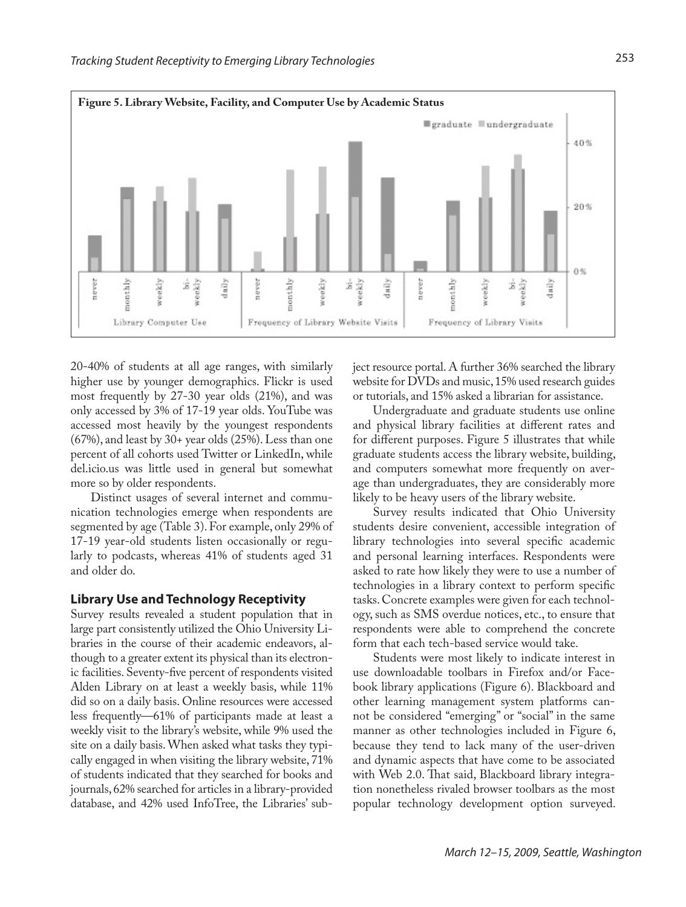**Figure 5. Library Website, Facility, and Computer Use by Academic Status**

20-40% of students at all age ranges, with similarly higher use by younger demographics. Flickr is used most frequently by 27-30 year olds (21%), and was only accessed by 3% of 17-19 year olds. YouTube was accessed most heavily by the youngest respondents (67%), and least by 30+ year olds (25%). Less than one percent of all cohorts used Twitter or LinkedIn, while del.icio.us was little used in general but somewhat more so by older respondents.

Distinct usages of several internet and communication technologies emerge when respondents are segmented by age (Table 3). For example, only 29% of 17-19 year-old students listen occasionally or regularly to podcasts, whereas 41% of students aged 31 and older do.

## Library Use and Technology Receptivity

Survey results revealed a student population that in large part consistently utilized the Ohio University Libraries in the course of their academic endeavors, although to a greater extent its physical than its electronic facilities. Seventy-five percent of respondents visited Alden Library on at least a weekly basis, while 11% did so on a daily basis. Online resources were accessed less frequently—61% of participants made at least a weekly visit to the library's website, while 9% used the site on a daily basis. When asked what tasks they typically engaged in when visiting the library website, 71% of students indicated that they searched for books and journals, 62% searched for articles in a library-provided database, and 42% used InfoTree, the Libraries' subject resource portal. A further 36% searched the library website for DVDs and music, 15% used research guides or tutorials, and 15% asked a librarian for assistance.

Undergraduate and graduate students use online and physical library facilities at different rates and for different purposes. Figure 5 illustrates that while graduate students access the library website, building, and computers somewhat more frequently on average than undergraduates, they are considerably more likely to be heavy users of the library website.

Survey results indicated that Ohio University students desire convenient, accessible integration of library technologies into several specific academic and personal learning interfaces. Respondents were asked to rate how likely they were to use a number of technologies in a library context to perform specific tasks. Concrete examples were given for each technology, such as SMS overdue notices, etc., to ensure that respondents were able to comprehend the concrete form that each tech-based service would take.

Students were most likely to indicate interest in use downloadable toolbars in Firefox and/or Facebook library applications (Figure 6). Blackboard and other learning management system platforms cannot be considered "emerging" or "social" in the same manner as other technologies included in Figure 6, because they tend to lack many of the user-driven and dynamic aspects that have come to be associated with Web 2.0. That said, Blackboard library integration nonetheless rivaled browser toolbars as the most popular technology development option surveyed.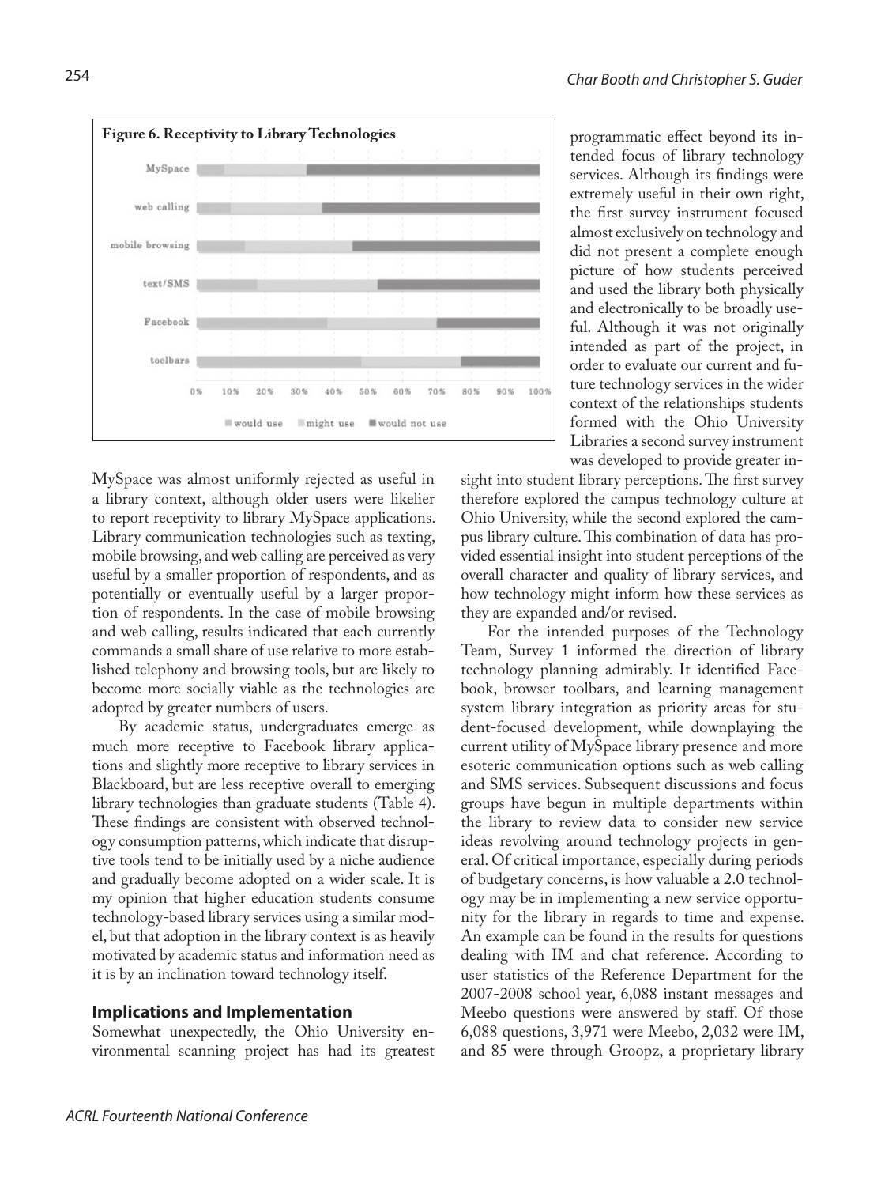**Figure 6. Receptivity to Library Technologies**

programmatic effect beyond its intended focus of library technology services. Although its findings were extremely useful in their own right, the first survey instrument focused almost exclusively on technology and did not present a complete enough picture of how students perceived and used the library both physically and electronically to be broadly useful. Although it was not originally intended as part of the project, in order to evaluate our current and future technology services in the wider context of the relationships students formed with the Ohio University Libraries a second survey instrument was developed to provide greater insight into student library perceptions. The first survey therefore explored the campus technology culture at Ohio University, while the second explored the campus library culture. This combination of data has provided essential insight into student perceptions of the overall character and quality of library services, and how technology might inform how these services as they are expanded and/or revised.

MySpace was almost uniformly rejected as useful in a library context, although older users were likelier to report receptivity to library MySpace applications. Library communication technologies such as texting, mobile browsing, and web calling are perceived as very useful by a smaller proportion of respondents, and as potentially or eventually useful by a larger proportion of respondents. In the case of mobile browsing and web calling, results indicated that each currently commands a small share of use relative to more established telephony and browsing tools, but are likely to become more socially viable as the technologies are adopted by greater numbers of users.

By academic status, undergraduates emerge as much more receptive to Facebook library applications and slightly more receptive to library services in Blackboard, but are less receptive overall to emerging library technologies than graduate students (Table 4). These findings are consistent with observed technology consumption patterns, which indicate that disruptive tools tend to be initially used by a niche audience and gradually become adopted on a wider scale. It is my opinion that higher education students consume technology-based library services using a similar model, but that adoption in the library context is as heavily motivated by academic status and information need as it is by an inclination toward technology itself.

## Implications and Implementation

Somewhat unexpectedly, the Ohio University environmental scanning project has had its greatest programmatic effect beyond its intended focus of library technology services.

For the intended purposes of the Technology Team, Survey 1 informed the direction of library technology planning admirably. It identified Facebook, browser toolbars, and learning management system library integration as priority areas for student-focused development, while downplaying the current utility of MySpace library presence and more esoteric communication options such as web calling and SMS services. Subsequent discussions and focus groups have begun in multiple departments within the library to review data to consider new service ideas revolving around technology projects in general. Of critical importance, especially during periods of budgetary concerns, is how valuable a 2.0 technology may be in implementing a new service opportunity for the library in regards to time and expense. An example can be found in the results for questions dealing with IM and chat reference. According to user statistics of the Reference Department for the 2007-2008 school year, 6,088 instant messages and Meebo questions were answered by staff. Of those 6,088 questions, 3,971 were Meebo, 2,032 were IM, and 85 were through Groopz, a proprietary library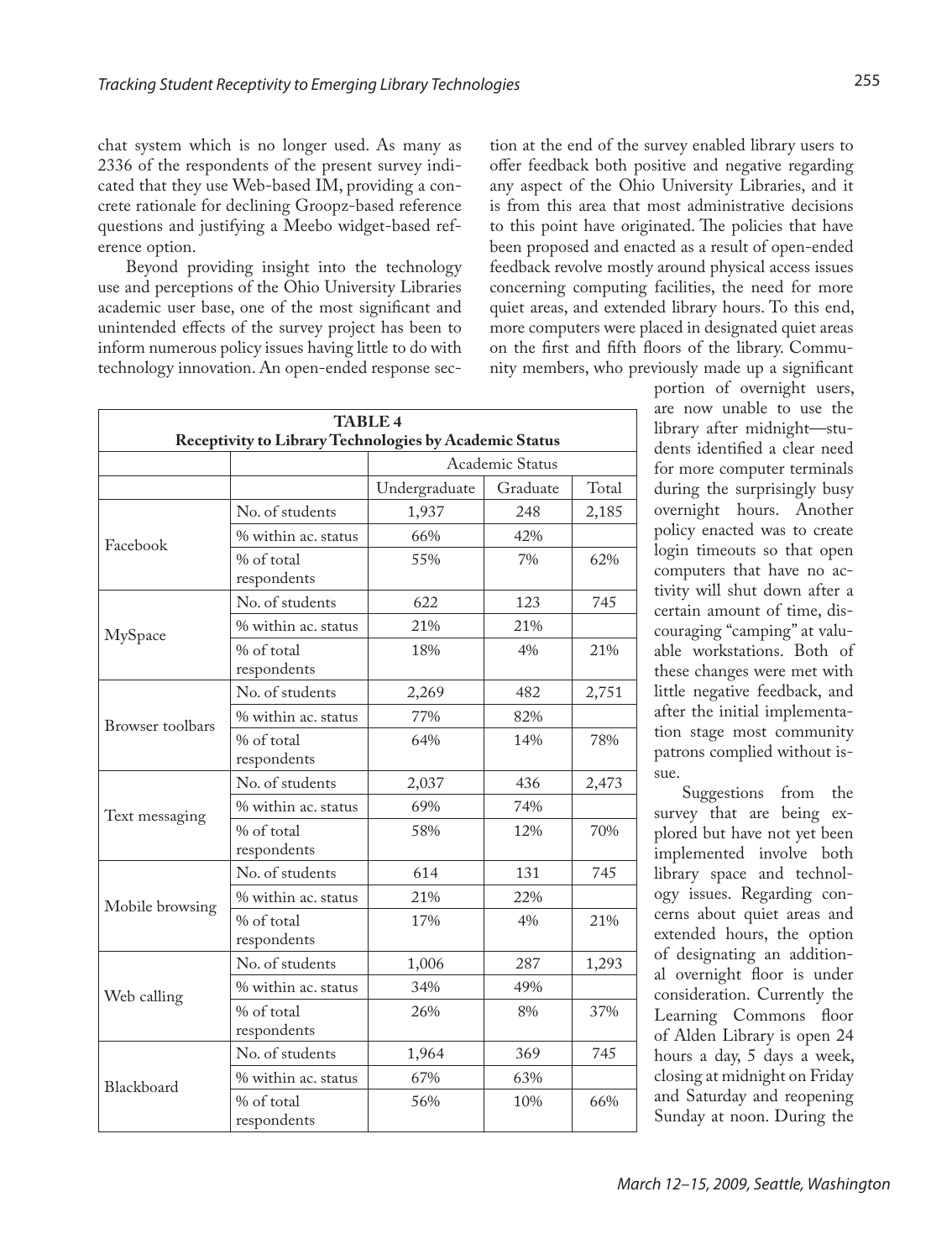chat system which is no longer used. As many as 2336 of the respondents of the present survey indicated that they use Web-based IM, providing a concrete rationale for declining Groopz-based reference questions and justifying a Meebo widget-based reference option.

Beyond providing insight into the technology use and perceptions of the Ohio University Libraries academic user base, one of the most significant and unintended effects of the survey project has been to inform numerous policy issues having little to do with technology innovation. An open-ended response section at the end of the survey enabled library users to offer feedback both positive and negative regarding any aspect of the Ohio University Libraries, and it is from this area that most administrative decisions to this point have originated. The policies that have been proposed and enacted as a result of open-ended feedback revolve mostly around physical access issues concerning computing facilities, the need for more quiet areas, and extended library hours. To this end, more computers were placed in designated quiet areas on the first and fifth floors of the library. Community members, who previously made up a significant portion of overnight users, are now unable to use the library after midnight—students identified a clear need for more computer terminals during the surprisingly busy overnight hours. Another policy enacted was to create login timeouts so that open computers that have no activity will shut down after a certain amount of time, discouraging "camping" at valuable workstations. Both of these changes were met with little negative feedback, and after the initial implementation stage most community patrons complied without issue.

**TABLE 4**
**Receptivity to Library Technologies by Academic Status**

| | | Academic Status | | |
|---|---|---|---|---|
| | | Undergraduate | Graduate | Total |
| Facebook | No. of students | 1,937 | 248 | 2,185 |
| | % within ac. status | 66% | 42% | |
| | % of total respondents | 55% | 7% | 62% |
| MySpace | No. of students | 622 | 123 | 745 |
| | % within ac. status | 21% | 21% | |
| | % of total respondents | 18% | 4% | 21% |
| Browser toolbars | No. of students | 2,269 | 482 | 2,751 |
| | % within ac. status | 77% | 82% | |
| | % of total respondents | 64% | 14% | 78% |
| Text messaging | No. of students | 2,037 | 436 | 2,473 |
| | % within ac. status | 69% | 74% | |
| | % of total respondents | 58% | 12% | 70% |
| Mobile browsing | No. of students | 614 | 131 | 745 |
| | % within ac. status | 21% | 22% | |
| | % of total respondents | 17% | 4% | 21% |
| Web calling | No. of students | 1,006 | 287 | 1,293 |
| | % within ac. status | 34% | 49% | |
| | % of total respondents | 26% | 8% | 37% |
| Blackboard | No. of students | 1,964 | 369 | 745 |
| | % within ac. status | 67% | 63% | |
| | % of total respondents | 56% | 10% | 66% |

Suggestions from the survey that are being explored but have not yet been implemented involve both library space and technology issues. Regarding concerns about quiet areas and extended hours, the option of designating an additional overnight floor is under consideration. Currently the Learning Commons floor of Alden Library is open 24 hours a day, 5 days a week, closing at midnight on Friday and Saturday and reopening Sunday at noon. During the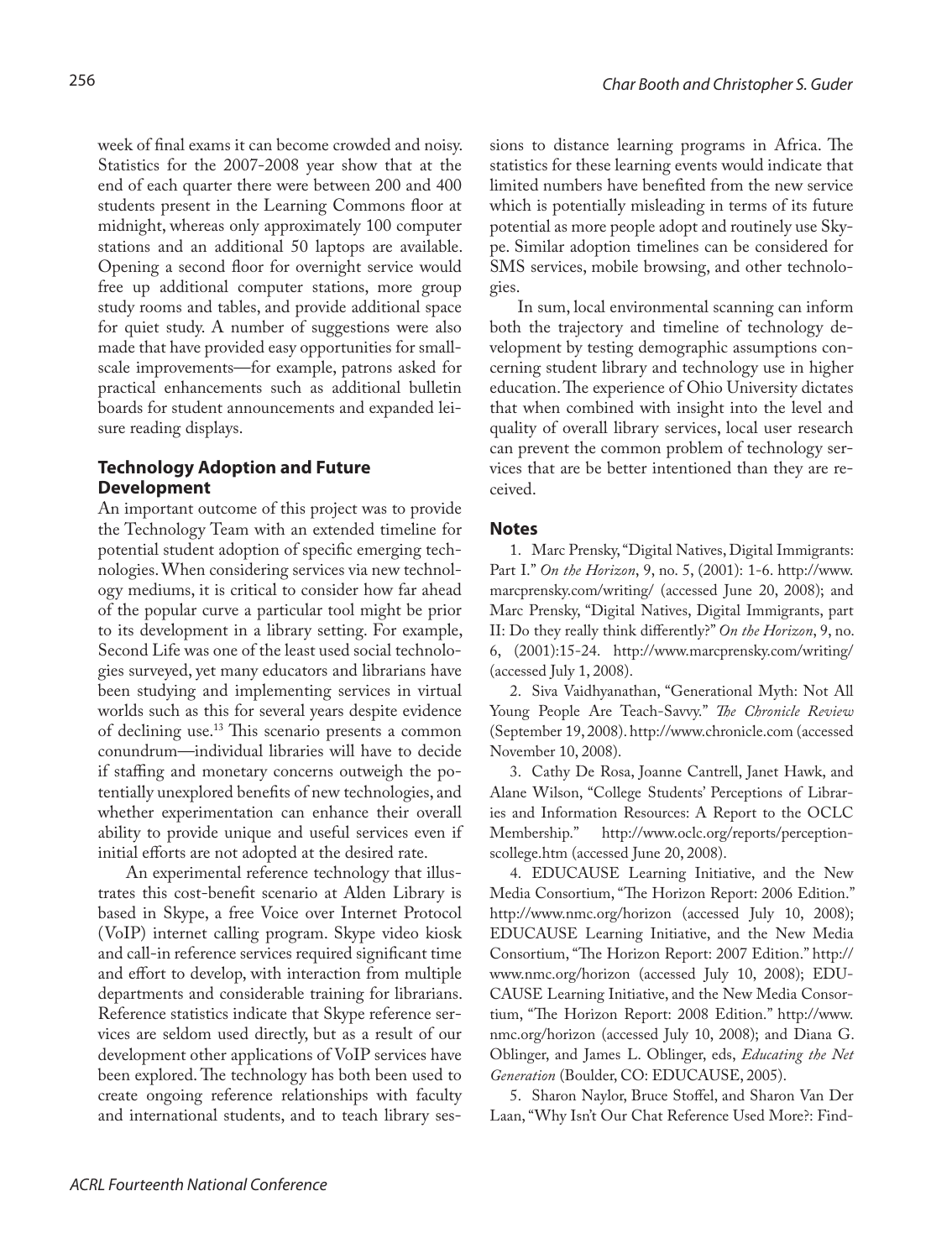week of final exams it can become crowded and noisy. Statistics for the 2007-2008 year show that at the end of each quarter there were between 200 and 400 students present in the Learning Commons floor at midnight, whereas only approximately 100 computer stations and an additional 50 laptops are available. Opening a second floor for overnight service would free up additional computer stations, more group study rooms and tables, and provide additional space for quiet study. A number of suggestions were also made that have provided easy opportunities for small-scale improvements—for example, patrons asked for practical enhancements such as additional bulletin boards for student announcements and expanded leisure reading displays.

### Technology Adoption and Future Development

An important outcome of this project was to provide the Technology Team with an extended timeline for potential student adoption of specific emerging technologies. When considering services via new technology mediums, it is critical to consider how far ahead of the popular curve a particular tool might be prior to its development in a library setting. For example, Second Life was one of the least used social technologies surveyed, yet many educators and librarians have been studying and implementing services in virtual worlds such as this for several years despite evidence of declining use.[13] This scenario presents a common conundrum—individual libraries will have to decide if staffing and monetary concerns outweigh the potentially unexplored benefits of new technologies, and whether experimentation can enhance their overall ability to provide unique and useful services even if initial efforts are not adopted at the desired rate.

An experimental reference technology that illustrates this cost-benefit scenario at Alden Library is based in Skype, a free Voice over Internet Protocol (VoIP) internet calling program. Skype video kiosk and call-in reference services required significant time and effort to develop, with interaction from multiple departments and considerable training for librarians. Reference statistics indicate that Skype reference services are seldom used directly, but as a result of our development other applications of VoIP services have been explored. The technology has both been used to create ongoing reference relationships with faculty and international students, and to teach library sessions to distance learning programs in Africa. The statistics for these learning events would indicate that limited numbers have benefited from the new service which is potentially misleading in terms of its future potential as more people adopt and routinely use Skype. Similar adoption timelines can be considered for SMS services, mobile browsing, and other technologies.

In sum, local environmental scanning can inform both the trajectory and timeline of technology development by testing demographic assumptions concerning student library and technology use in higher education. The experience of Ohio University dictates that when combined with insight into the level and quality of overall library services, local user research can prevent the common problem of technology services that are be better intentioned than they are received.

### Notes

1. Marc Prensky, "Digital Natives, Digital Immigrants: Part I." *On the Horizon*, 9, no. 5, (2001): 1-6. http://www.marcprensky.com/writing/ (accessed June 20, 2008); and Marc Prensky, "Digital Natives, Digital Immigrants, part II: Do they really think differently?" *On the Horizon*, 9, no. 6, (2001):15-24. http://www.marcprensky.com/writing/ (accessed July 1, 2008).

2. Siva Vaidhyanathan, "Generational Myth: Not All Young People Are Teach-Savvy." *The Chronicle Review* (September 19, 2008). http://www.chronicle.com (accessed November 10, 2008).

3. Cathy De Rosa, Joanne Cantrell, Janet Hawk, and Alane Wilson, "College Students' Perceptions of Libraries and Information Resources: A Report to the OCLC Membership." http://www.oclc.org/reports/perceptionscollege.htm (accessed June 20, 2008).

4. EDUCAUSE Learning Initiative, and the New Media Consortium, "The Horizon Report: 2006 Edition." http://www.nmc.org/horizon (accessed July 10, 2008); EDUCAUSE Learning Initiative, and the New Media Consortium, "The Horizon Report: 2007 Edition." http://www.nmc.org/horizon (accessed July 10, 2008); EDUCAUSE Learning Initiative, and the New Media Consortium, "The Horizon Report: 2008 Edition." http://www.nmc.org/horizon (accessed July 10, 2008); and Diana G. Oblinger, and James L. Oblinger, eds, *Educating the Net Generation* (Boulder, CO: EDUCAUSE, 2005).

5. Sharon Naylor, Bruce Stoffel, and Sharon Van Der Laan, "Why Isn't Our Chat Reference Used More?: Find-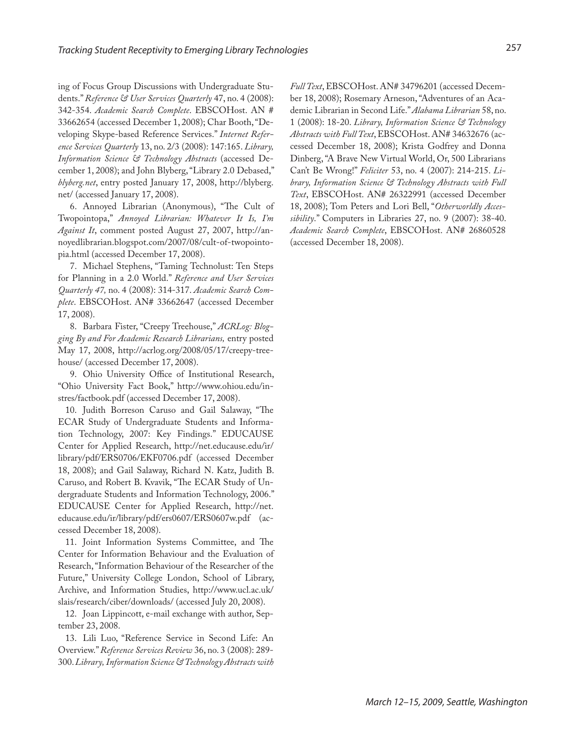ing of Focus Group Discussions with Undergraduate Students." *Reference & User Services Quarterly* 47, no. 4 (2008): 342-354. *Academic Search Complete*. EBSCOHost. AN # 33662654 (accessed December 1, 2008); Char Booth, "Developing Skype-based Reference Services." *Internet Reference Services Quarterly* 13, no. 2/3 (2008): 147:165. *Library, Information Science & Technology Abstracts* (accessed December 1, 2008); and John Blyberg, "Library 2.0 Debased," *blyberg.net*, entry posted January 17, 2008, http://blyberg.net/ (accessed January 17, 2008).

6. Annoyed Librarian (Anonymous), "The Cult of Twopointopa," *Annoyed Librarian: Whatever It Is, I'm Against It*, comment posted August 27, 2007, http://annoyedlibrarian.blogspot.com/2007/08/cult-of-twopointopia.html (accessed December 17, 2008).

7. Michael Stephens, "Taming Technolust: Ten Steps for Planning in a 2.0 World." *Reference and User Services Quarterly 47,* no. 4 (2008): 314-317. *Academic Search Complete*. EBSCOHost. AN# 33662647 (accessed December 17, 2008).

8. Barbara Fister, "Creepy Treehouse," *ACRLog: Blogging By and For Academic Research Librarians,* entry posted May 17, 2008, http://acrlog.org/2008/05/17/creepy-treehouse/ (accessed December 17, 2008).

9. Ohio University Office of Institutional Research, "Ohio University Fact Book," http://www.ohiou.edu/instres/factbook.pdf (accessed December 17, 2008).

10. Judith Borreson Caruso and Gail Salaway, "The ECAR Study of Undergraduate Students and Information Technology, 2007: Key Findings." EDUCAUSE Center for Applied Research, http://net.educause.edu/ir/library/pdf/ERS0706/EKF0706.pdf (accessed December 18, 2008); and Gail Salaway, Richard N. Katz, Judith B. Caruso, and Robert B. Kvavik, "The ECAR Study of Undergraduate Students and Information Technology, 2006." EDUCAUSE Center for Applied Research, http://net.educause.edu/ir/library/pdf/ers0607/ERS0607w.pdf (accessed December 18, 2008).

11. Joint Information Systems Committee, and The Center for Information Behaviour and the Evaluation of Research, "Information Behaviour of the Researcher of the Future," University College London, School of Library, Archive, and Information Studies, http://www.ucl.ac.uk/slais/research/ciber/downloads/ (accessed July 20, 2008).

12. Joan Lippincott, e-mail exchange with author, September 23, 2008.

13. Lili Luo, "Reference Service in Second Life: An Overview." *Reference Services Review* 36, no. 3 (2008): 289-300. *Library, Information Science & Technology Abstracts with Full Text*, EBSCOHost. AN# 34796201 (accessed December 18, 2008); Rosemary Arneson, "Adventures of an Academic Librarian in Second Life." *Alabama Librarian* 58, no. 1 (2008): 18-20. *Library, Information Science & Technology Abstracts with Full Text*, EBSCOHost. AN# 34632676 (accessed December 18, 2008); Krista Godfrey and Donna Dinberg, "A Brave New Virtual World, Or, 500 Librarians Can't Be Wrong!" *Feliciter* 53, no. 4 (2007): 214-215. *Library, Information Science & Technology Abstracts with Full Text*, EBSCOHost. AN# 26322991 (accessed December 18, 2008); Tom Peters and Lori Bell, "*Otherworldly Accessibility*." Computers in Libraries 27, no. 9 (2007): 38-40. *Academic Search Complete*, EBSCOHost. AN# 26860528 (accessed December 18, 2008).